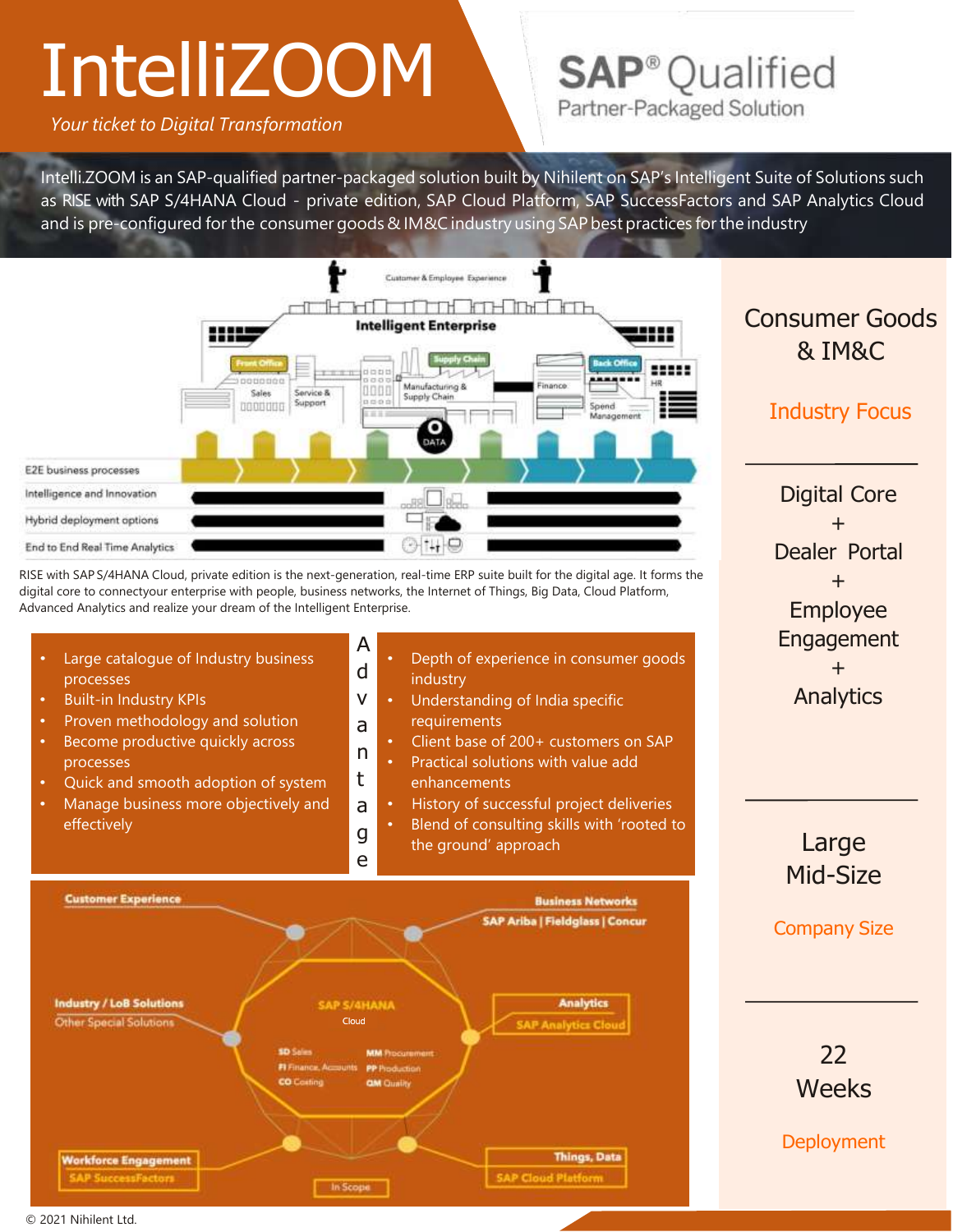# IntelliZOOM

*Your ticket to Digital Transformation*

**SAP® Qualified**
Partner-Packaged Solution

Intelli.ZOOM is an SAP-qualified partner-packaged solution built by Nihilent on SAP's Intelligent Suite of Solutions such as RISE with SAP S/4HANA Cloud - private edition, SAP Cloud Platform, SAP SuccessFactors and SAP Analytics Cloud and is pre-configured for the consumer goods & IM&C industry using SAP best practices for the industry

Customer & Employee Experience

Intelligent Enterprise

Front Office | Sales | Service & Support | Supply Chain | Manufacturing & Supply Chain | Back Office | Finance | Spend Management | HR | DATA

- E2E business processes
- Intelligence and Innovation
- Hybrid deployment options
- End to End Real Time Analytics

RISE with SAP S/4HANA Cloud, private edition is the next-generation, real-time ERP suite built for the digital age. It forms the digital core to connectyour enterprise with people, business networks, the Internet of Things, Big Data, Cloud Platform, Advanced Analytics and realize your dream of the Intelligent Enterprise.

## Advantage

- Large catalogue of Industry business processes
- Built-in Industry KPIs
- Proven methodology and solution
- Become productive quickly across processes
- Quick and smooth adoption of system
- Manage business more objectively and effectively

- Depth of experience in consumer goods industry
- Understanding of India specific requirements
- Client base of 200+ customers on SAP
- Practical solutions with value add enhancements
- History of successful project deliveries
- Blend of consulting skills with 'rooted to the ground' approach

**Customer Experience**

**Business Networks**
SAP Ariba | Fieldglass | Concur

**Industry / LoB Solutions**
Other Special Solutions

**SAP S/4HANA**
Cloud

**SD** Sales
**FI** Finance, Accounts
**CO** Costing
**MM** Procurement
**PP** Production
**QM** Quality

**Analytics**
SAP Analytics Cloud

**Workforce Engagement**
SAP SuccessFactors

In Scope

**Things, Data**
SAP Cloud Platform

## Consumer Goods & IM&C

Industry Focus

Digital Core
+
Dealer Portal
+
Employee Engagement
+
Analytics

Large
Mid-Size

Company Size

22
Weeks

Deployment

© 2021 Nihilent Ltd.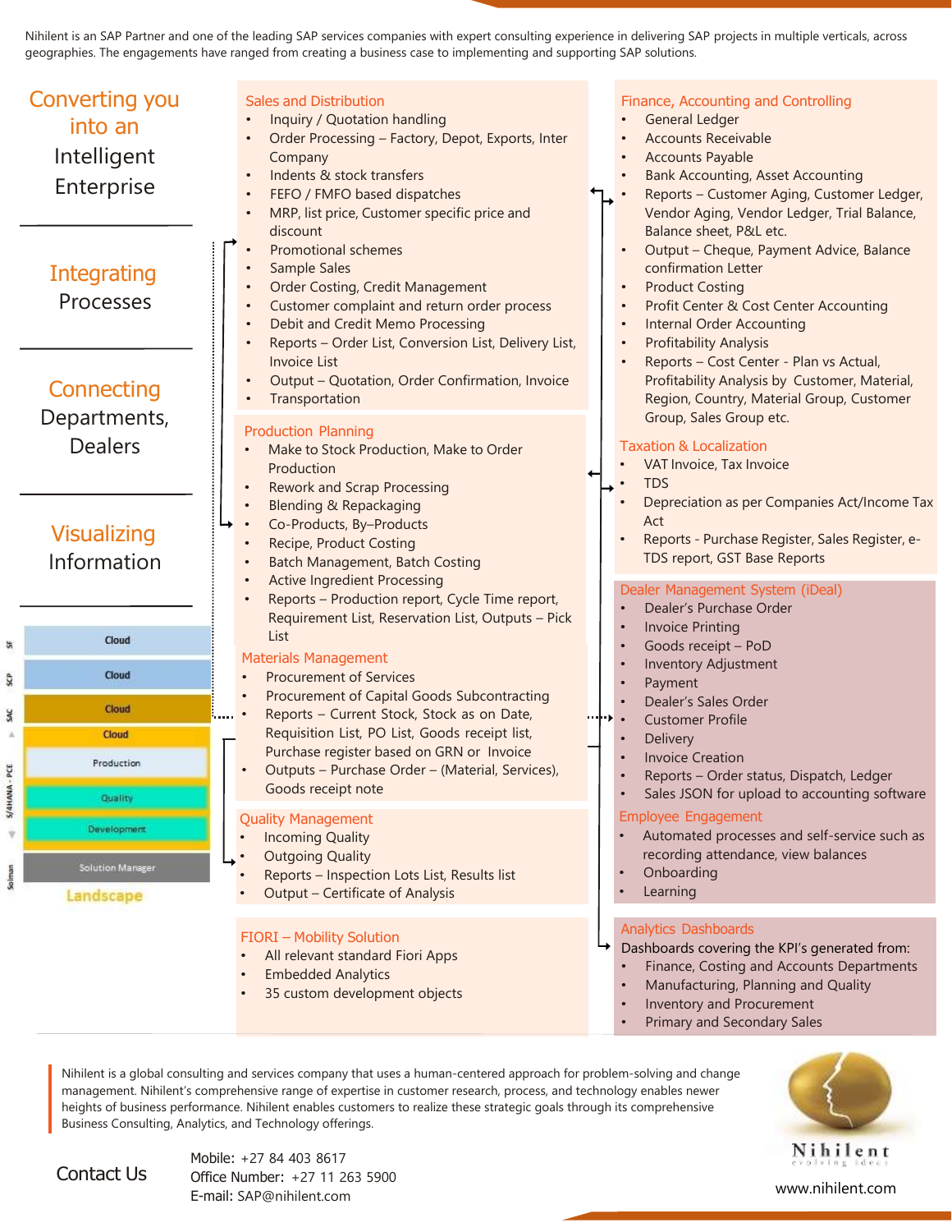Nihilent is an SAP Partner and one of the leading SAP services companies with expert consulting experience in delivering SAP projects in multiple verticals, across geographies. The engagements have ranged from creating a business case to implementing and supporting SAP solutions.

## Converting you into an Intelligent Enterprise

## Integrating Processes

## Connecting Departments, Dealers

## Visualizing Information

SF — Cloud
SCP — Cloud
SAC — Cloud
S/4HANA - PCE — Cloud, Production, Quality, Development
Solman — Solution Manager

Landscape

### Sales and Distribution

- Inquiry / Quotation handling
- Order Processing – Factory, Depot, Exports, Inter Company
- Indents & stock transfers
- FEFO / FMFO based dispatches
- MRP, list price, Customer specific price and discount
- Promotional schemes
- Sample Sales
- Order Costing, Credit Management
- Customer complaint and return order process
- Debit and Credit Memo Processing
- Reports – Order List, Conversion List, Delivery List, Invoice List
- Output – Quotation, Order Confirmation, Invoice
- Transportation

### Production Planning

- Make to Stock Production, Make to Order Production
- Rework and Scrap Processing
- Blending & Repackaging
- Co-Products, By–Products
- Recipe, Product Costing
- Batch Management, Batch Costing
- Active Ingredient Processing
- Reports – Production report, Cycle Time report, Requirement List, Reservation List, Outputs – Pick List

### Materials Management

- Procurement of Services
- Procurement of Capital Goods Subcontracting
- Reports – Current Stock, Stock as on Date, Requisition List, PO List, Goods receipt list, Purchase register based on GRN or Invoice
- Outputs – Purchase Order – (Material, Services), Goods receipt note

### Quality Management

- Incoming Quality
- Outgoing Quality
- Reports – Inspection Lots List, Results list
- Output – Certificate of Analysis

### FIORI – Mobility Solution

- All relevant standard Fiori Apps
- Embedded Analytics
- 35 custom development objects

### Finance, Accounting and Controlling

- General Ledger
- Accounts Receivable
- Accounts Payable
- Bank Accounting, Asset Accounting
- Reports – Customer Aging, Customer Ledger, Vendor Aging, Vendor Ledger, Trial Balance, Balance sheet, P&L etc.
- Output – Cheque, Payment Advice, Balance confirmation Letter
- Product Costing
- Profit Center & Cost Center Accounting
- Internal Order Accounting
- Profitability Analysis
- Reports – Cost Center - Plan vs Actual, Profitability Analysis by Customer, Material, Region, Country, Material Group, Customer Group, Sales Group etc.

### Taxation & Localization

- VAT Invoice, Tax Invoice
- TDS
- Depreciation as per Companies Act/Income Tax Act
- Reports - Purchase Register, Sales Register, e-TDS report, GST Base Reports

### Dealer Management System (iDeal)

- Dealer's Purchase Order
- Invoice Printing
- Goods receipt – PoD
- Inventory Adjustment
- Payment
- Dealer's Sales Order
- Customer Profile
- Delivery
- Invoice Creation
- Reports – Order status, Dispatch, Ledger
- Sales JSON for upload to accounting software

### Employee Engagement

- Automated processes and self-service such as recording attendance, view balances
- Onboarding
- Learning

### Analytics Dashboards

Dashboards covering the KPI's generated from:

- Finance, Costing and Accounts Departments
- Manufacturing, Planning and Quality
- Inventory and Procurement
- Primary and Secondary Sales

Nihilent is a global consulting and services company that uses a human-centered approach for problem-solving and change management. Nihilent's comprehensive range of expertise in customer research, process, and technology enables newer heights of business performance. Nihilent enables customers to realize these strategic goals through its comprehensive Business Consulting, Analytics, and Technology offerings.

Nihilent
evolving ideas

## Contact Us

Mobile: +27 84 403 8617
Office Number: +27 11 263 5900
E-mail: SAP@nihilent.com

www.nihilent.com